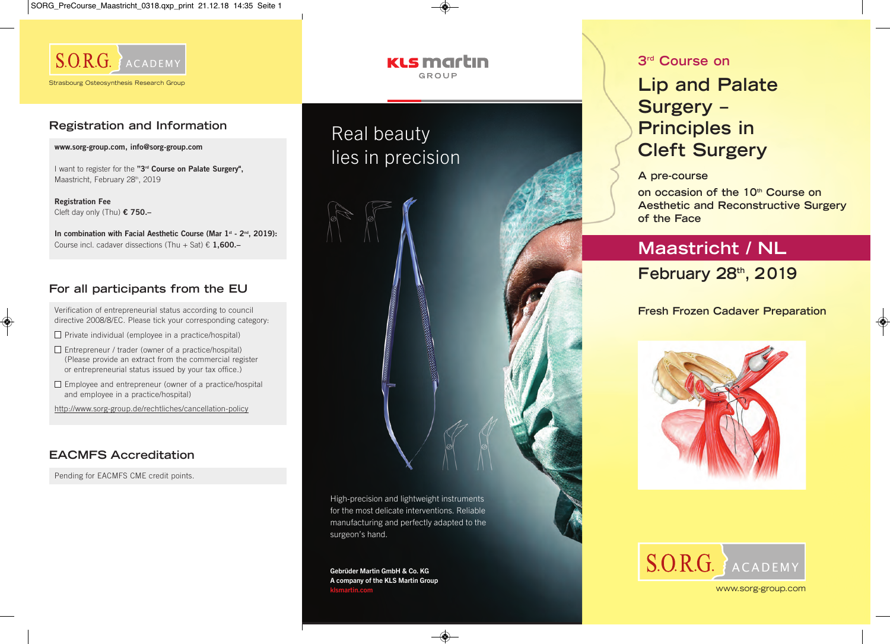S.O.R.G. ACADEMY

Strasbourg Osteosynthesis Research Group

## Registration and Information

**www.sorg-group.com, info@sorg-group.com**

I want to register for the **"3rd Course on Palate Surgery"**, Maastricht, February 28th, 2019

**Registration Fee**
Cleft day only (Thu) **€ 750.–**

**In combination with Facial Aesthetic Course (Mar 1st - 2nd, 2019):**
Course incl. cadaver dissections (Thu + Sat) € **1,600.–**

## For all participants from the EU

Verification of entrepreneurial status according to council directive 2008/8/EC. Please tick your corresponding category:

- ☐ Private individual (employee in a practice/hospital)
- ☐ Entrepreneur / trader (owner of a practice/hospital) (Please provide an extract from the commercial register or entrepreneurial status issued by your tax office.)
- ☐ Employee and entrepreneur (owner of a practice/hospital and employee in a practice/hospital)

http://www.sorg-group.de/rechtliches/cancellation-policy

## EACMFS Accreditation

Pending for EACMFS CME credit points.

KLS martin GROUP

Real beauty lies in precision

High-precision and lightweight instruments for the most delicate interventions. Reliable manufacturing and perfectly adapted to the surgeon's hand.

**Gebrüder Martin GmbH & Co. KG**
**A company of the KLS Martin Group**
**klsmartin.com**

3rd Course on

# Lip and Palate Surgery – Principles in Cleft Surgery

A pre-course

on occasion of the 10th Course on Aesthetic and Reconstructive Surgery of the Face

## Maastricht / NL

## February 28th, 2019

Fresh Frozen Cadaver Preparation

S.O.R.G. ACADEMY

www.sorg-group.com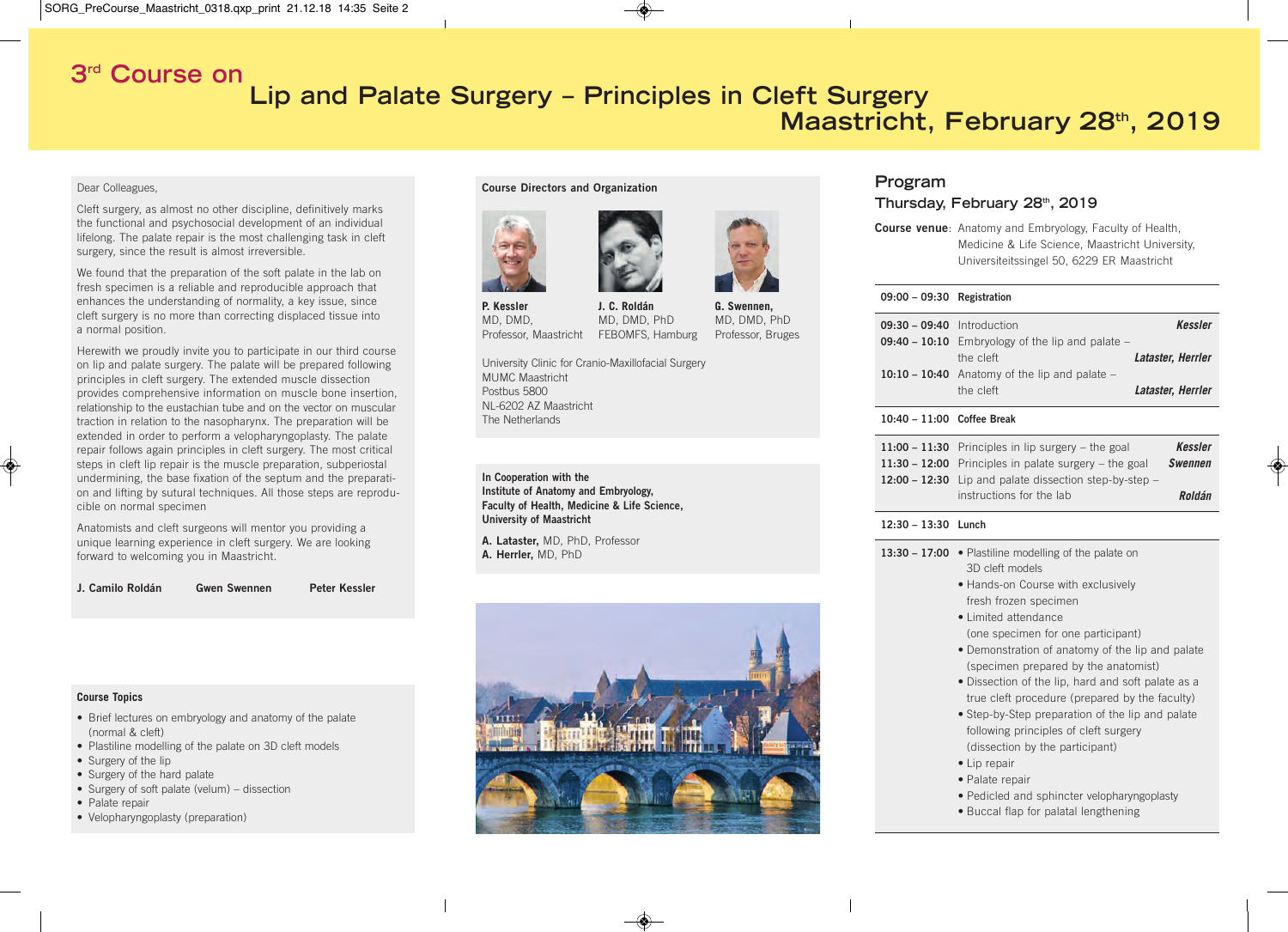# 3rd Course on Lip and Palate Surgery – Principles in Cleft Surgery

## Maastricht, February 28th, 2019

Dear Colleagues,

Cleft surgery, as almost no other discipline, definitively marks the functional and psychosocial development of an individual lifelong. The palate repair is the most challenging task in cleft surgery, since the result is almost irreversible.

We found that the preparation of the soft palate in the lab on fresh specimen is a reliable and reproducible approach that enhances the understanding of normality, a key issue, since cleft surgery is no more than correcting displaced tissue into a normal position.

Herewith we proudly invite you to participate in our third course on lip and palate surgery. The palate will be prepared following principles in cleft surgery. The extended muscle dissection provides comprehensive information on muscle bone insertion, relationship to the eustachian tube and on the vector on muscular traction in relation to the nasopharynx. The preparation will be extended in order to perform a velopharyngoplasty. The palate repair follows again principles in cleft surgery. The most critical steps in cleft lip repair is the muscle preparation, subperiostal undermining, the base fixation of the septum and the preparation and lifting by sutural techniques. All those steps are reproducible on normal specimen

Anatomists and cleft surgeons will mentor you providing a unique learning experience in cleft surgery. We are looking forward to welcoming you in Maastricht.

**J. Camilo Roldán** **Gwen Swennen** **Peter Kessler**

### Course Topics

- Brief lectures on embryology and anatomy of the palate (normal & cleft)
- Plastiline modelling of the palate on 3D cleft models
- Surgery of the lip
- Surgery of the hard palate
- Surgery of soft palate (velum) – dissection
- Palate repair
- Velopharyngoplasty (preparation)

### Course Directors and Organization

**P. Kessler**
MD, DMD,
Professor, Maastricht

**J. C. Roldán**
MD, DMD, PhD
FEBOMFS, Hamburg

**G. Swennen,**
MD, DMD, PhD
Professor, Bruges

University Clinic for Cranio-Maxillofacial Surgery
MUMC Maastricht
Postbus 5800
NL-6202 AZ Maastricht
The Netherlands

**In Cooperation with the Institute of Anatomy and Embryology, Faculty of Health, Medicine & Life Science, University of Maastricht**

**A. Lataster,** MD, PhD, Professor
**A. Herrler,** MD, PhD

## Program

### Thursday, February 28th, 2019

**Course venue**: Anatomy and Embryology, Faculty of Health, Medicine & Life Science, Maastricht University, Universiteitssingel 50, 6229 ER Maastricht

| | | |
|---|---|---|
| 09:00 – 09:30 | **Registration** | |
| 09:30 – 09:40 | Introduction | ***Kessler*** |
| 09:40 – 10:10 | Embryology of the lip and palate – the cleft | ***Lataster, Herrler*** |
| 10:10 – 10:40 | Anatomy of the lip and palate – the cleft | ***Lataster, Herrler*** |
| 10:40 – 11:00 | **Coffee Break** | |
| 11:00 – 11:30 | Principles in lip surgery – the goal | ***Kessler*** |
| 11:30 – 12:00 | Principles in palate surgery – the goal | ***Swennen*** |
| 12:00 – 12:30 | Lip and palate dissection step-by-step – instructions for the lab | ***Roldán*** |
| 12:30 – 13:30 | **Lunch** | |
| 13:30 – 17:00 | • Plastiline modelling of the palate on 3D cleft models<br>• Hands-on Course with exclusively fresh frozen specimen<br>• Limited attendance (one specimen for one participant)<br>• Demonstration of anatomy of the lip and palate (specimen prepared by the anatomist)<br>• Dissection of the lip, hard and soft palate as a true cleft procedure (prepared by the faculty)<br>• Step-by-Step preparation of the lip and palate following principles of cleft surgery (dissection by the participant)<br>• Lip repair<br>• Palate repair<br>• Pedicled and sphincter velopharyngoplasty<br>• Buccal flap for palatal lengthening | |